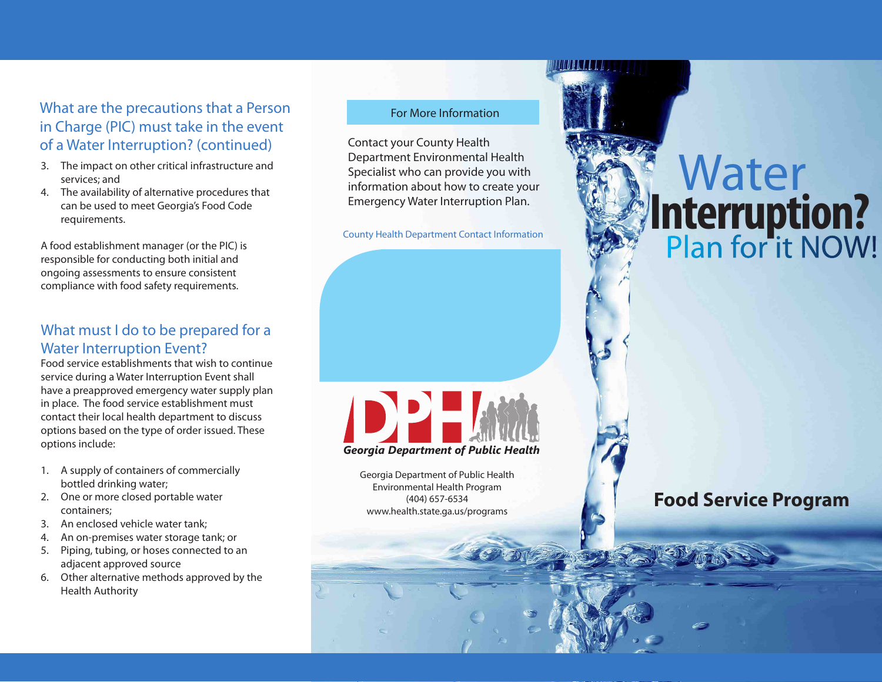## What are the precautions that a Person in Charge (PIC) must take in the event of a Water Interruption? (continued)

3. The impact on other critical infrastructure and services; and
4. The availability of alternative procedures that can be used to meet Georgia's Food Code requirements.

A food establishment manager (or the PIC) is responsible for conducting both initial and ongoing assessments to ensure consistent compliance with food safety requirements.

## What must I do to be prepared for a Water Interruption Event?

Food service establishments that wish to continue service during a Water Interruption Event shall have a preapproved emergency water supply plan in place. The food service establishment must contact their local health department to discuss options based on the type of order issued. These options include:

1. A supply of containers of commercially bottled drinking water;
2. One or more closed portable water containers;
3. An enclosed vehicle water tank;
4. An on-premises water storage tank; or
5. Piping, tubing, or hoses connected to an adjacent approved source
6. Other alternative methods approved by the Health Authority

## For More Information

Contact your County Health Department Environmental Health Specialist who can provide you with information about how to create your Emergency Water Interruption Plan.

County Health Department Contact Information

DPH

*Georgia Department of Public Health*

Georgia Department of Public Health
Environmental Health Program
(404) 657-6534
www.health.state.ga.us/programs

# Water Interruption? Plan for it NOW!

## Food Service Program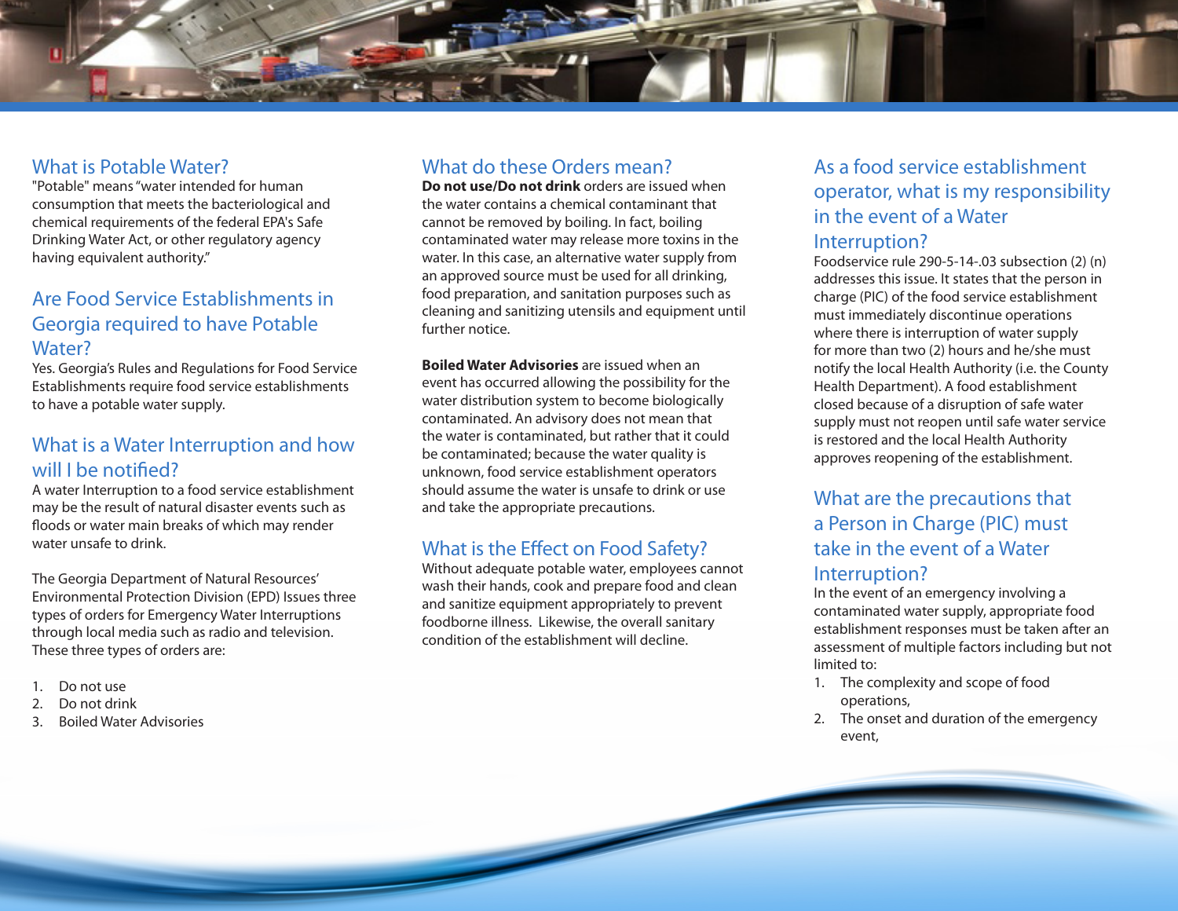## What is Potable Water?

"Potable" means "water intended for human consumption that meets the bacteriological and chemical requirements of the federal EPA's Safe Drinking Water Act, or other regulatory agency having equivalent authority."

## Are Food Service Establishments in Georgia required to have Potable Water?

Yes. Georgia's Rules and Regulations for Food Service Establishments require food service establishments to have a potable water supply.

## What is a Water Interruption and how will I be notified?

A water Interruption to a food service establishment may be the result of natural disaster events such as floods or water main breaks of which may render water unsafe to drink.

The Georgia Department of Natural Resources' Environmental Protection Division (EPD) Issues three types of orders for Emergency Water Interruptions through local media such as radio and television. These three types of orders are:

1. Do not use
2. Do not drink
3. Boiled Water Advisories

## What do these Orders mean?

**Do not use/Do not drink** orders are issued when the water contains a chemical contaminant that cannot be removed by boiling. In fact, boiling contaminated water may release more toxins in the water. In this case, an alternative water supply from an approved source must be used for all drinking, food preparation, and sanitation purposes such as cleaning and sanitizing utensils and equipment until further notice.

**Boiled Water Advisories** are issued when an event has occurred allowing the possibility for the water distribution system to become biologically contaminated. An advisory does not mean that the water is contaminated, but rather that it could be contaminated; because the water quality is unknown, food service establishment operators should assume the water is unsafe to drink or use and take the appropriate precautions.

## What is the Effect on Food Safety?

Without adequate potable water, employees cannot wash their hands, cook and prepare food and clean and sanitize equipment appropriately to prevent foodborne illness. Likewise, the overall sanitary condition of the establishment will decline.

## As a food service establishment operator, what is my responsibility in the event of a Water Interruption?

Foodservice rule 290-5-14-.03 subsection (2) (n) addresses this issue. It states that the person in charge (PIC) of the food service establishment must immediately discontinue operations where there is interruption of water supply for more than two (2) hours and he/she must notify the local Health Authority (i.e. the County Health Department). A food establishment closed because of a disruption of safe water supply must not reopen until safe water service is restored and the local Health Authority approves reopening of the establishment.

## What are the precautions that a Person in Charge (PIC) must take in the event of a Water Interruption?

In the event of an emergency involving a contaminated water supply, appropriate food establishment responses must be taken after an assessment of multiple factors including but not limited to:

1. The complexity and scope of food operations,
2. The onset and duration of the emergency event,